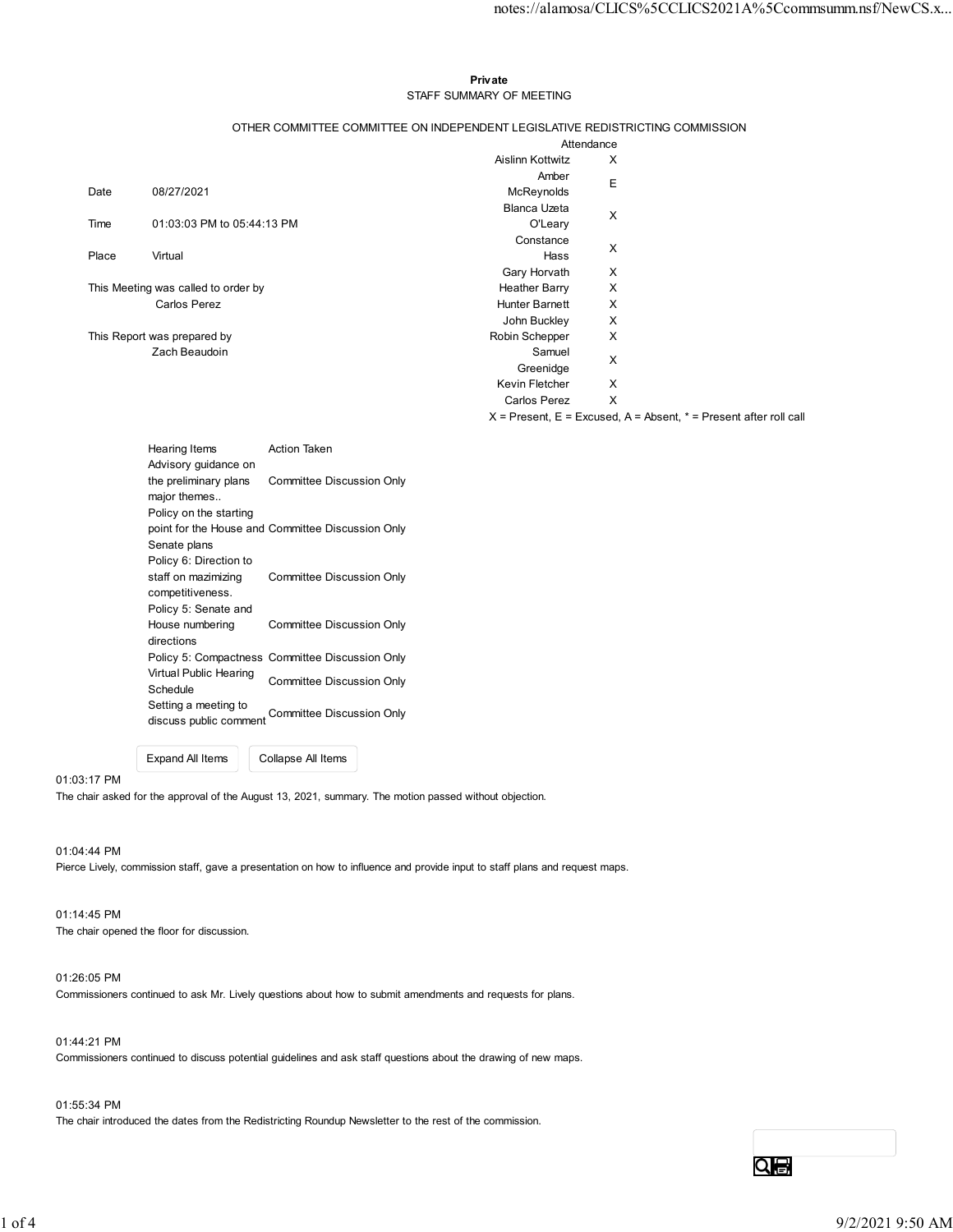**Private**

STAFF SUMMARY OF MEETING

OTHER COMMITTEE COMMITTEE ON INDEPENDENT LEGISLATIVE REDISTRICTING COMMISSION

| | |
|---|---|
| Date | 08/27/2021 |
| Time | 01:03:03 PM to 05:44:13 PM |
| Place | Virtual |

This Meeting was called to order by
Carlos Perez

This Report was prepared by
Zach Beaudoin

| Attendance | |
|---|---|
| Aislinn Kottwitz | X |
| Amber McReynolds | E |
| Blanca Uzeta O'Leary | X |
| Constance Hass | X |
| Gary Horvath | X |
| Heather Barry | X |
| Hunter Barnett | X |
| John Buckley | X |
| Robin Schepper | X |
| Samuel Greenidge | X |
| Kevin Fletcher | X |
| Carlos Perez | X |

X = Present, E = Excused, A = Absent, * = Present after roll call

| Hearing Items | Action Taken |
|---|---|
| Advisory guidance on the preliminary plans major themes.. | Committee Discussion Only |
| Policy on the starting point for the House and Senate plans | Committee Discussion Only |
| Policy 6: Direction to staff on mazimizing competitiveness. | Committee Discussion Only |
| Policy 5: Senate and House numbering directions | Committee Discussion Only |
| Policy 5: Compactness | Committee Discussion Only |
| Virtual Public Hearing Schedule | Committee Discussion Only |
| Setting a meeting to discuss public comment | Committee Discussion Only |

01:03:17 PM
The chair asked for the approval of the August 13, 2021, summary. The motion passed without objection.

01:04:44 PM
Pierce Lively, commission staff, gave a presentation on how to influence and provide input to staff plans and request maps.

01:14:45 PM
The chair opened the floor for discussion.

01:26:05 PM
Commissioners continued to ask Mr. Lively questions about how to submit amendments and requests for plans.

01:44:21 PM
Commissioners continued to discuss potential guidelines and ask staff questions about the drawing of new maps.

01:55:34 PM
The chair introduced the dates from the Redistricting Roundup Newsletter to the rest of the commission.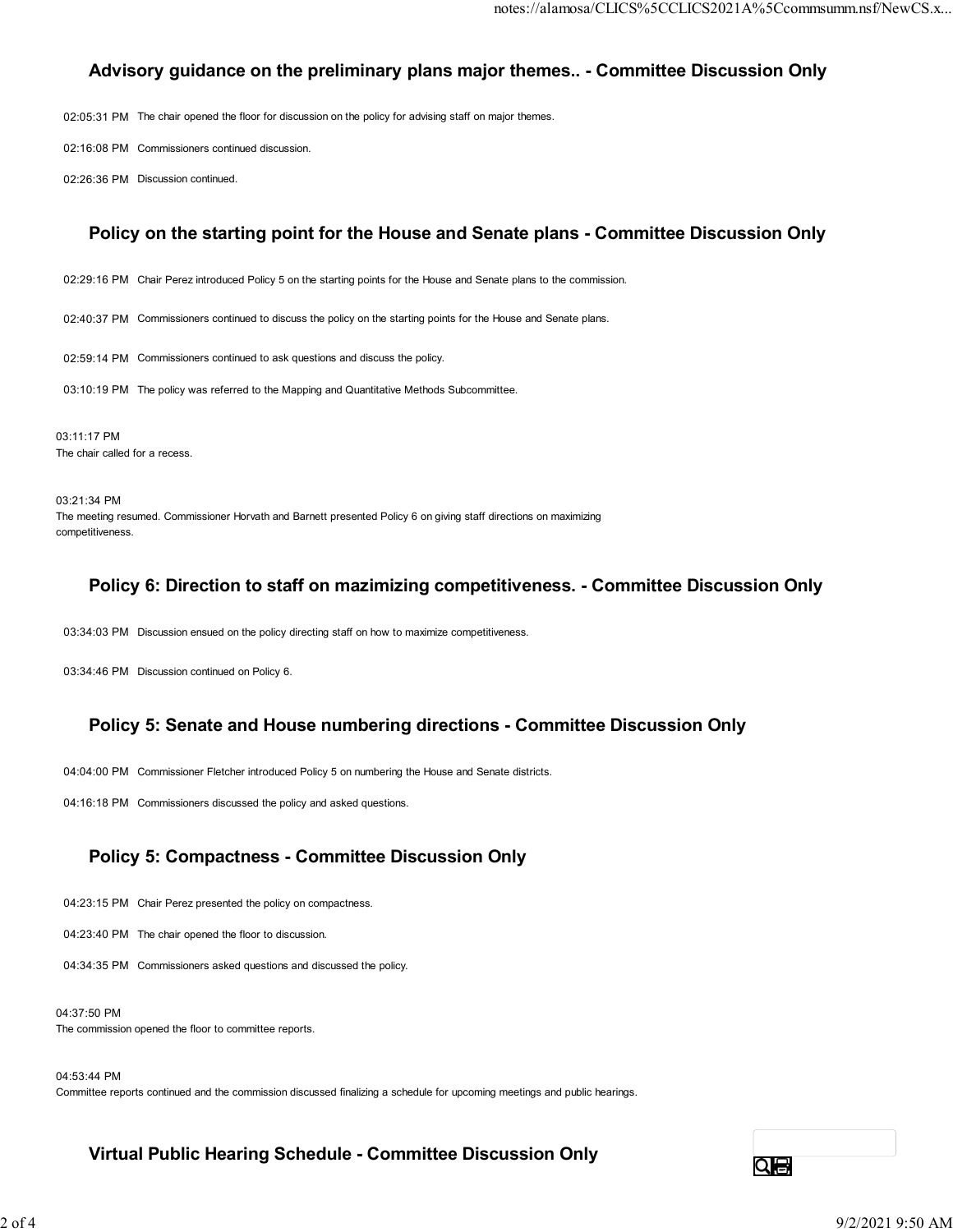### Advisory guidance on the preliminary plans major themes.. - Committee Discussion Only

02:05:31 PM The chair opened the floor for discussion on the policy for advising staff on major themes.

02:16:08 PM Commissioners continued discussion.

02:26:36 PM Discussion continued.

### Policy on the starting point for the House and Senate plans - Committee Discussion Only

02:29:16 PM Chair Perez introduced Policy 5 on the starting points for the House and Senate plans to the commission.

02:40:37 PM Commissioners continued to discuss the policy on the starting points for the House and Senate plans.

02:59:14 PM Commissioners continued to ask questions and discuss the policy.

03:10:19 PM The policy was referred to the Mapping and Quantitative Methods Subcommittee.

03:11:17 PM
The chair called for a recess.

03:21:34 PM
The meeting resumed. Commissioner Horvath and Barnett presented Policy 6 on giving staff directions on maximizing competitiveness.

### Policy 6: Direction to staff on mazimizing competitiveness. - Committee Discussion Only

03:34:03 PM Discussion ensued on the policy directing staff on how to maximize competitiveness.

03:34:46 PM Discussion continued on Policy 6.

### Policy 5: Senate and House numbering directions - Committee Discussion Only

04:04:00 PM Commissioner Fletcher introduced Policy 5 on numbering the House and Senate districts.

04:16:18 PM Commissioners discussed the policy and asked questions.

### Policy 5: Compactness - Committee Discussion Only

04:23:15 PM Chair Perez presented the policy on compactness.

04:23:40 PM The chair opened the floor to discussion.

04:34:35 PM Commissioners asked questions and discussed the policy.

04:37:50 PM
The commission opened the floor to committee reports.

04:53:44 PM
Committee reports continued and the commission discussed finalizing a schedule for upcoming meetings and public hearings.

### Virtual Public Hearing Schedule - Committee Discussion Only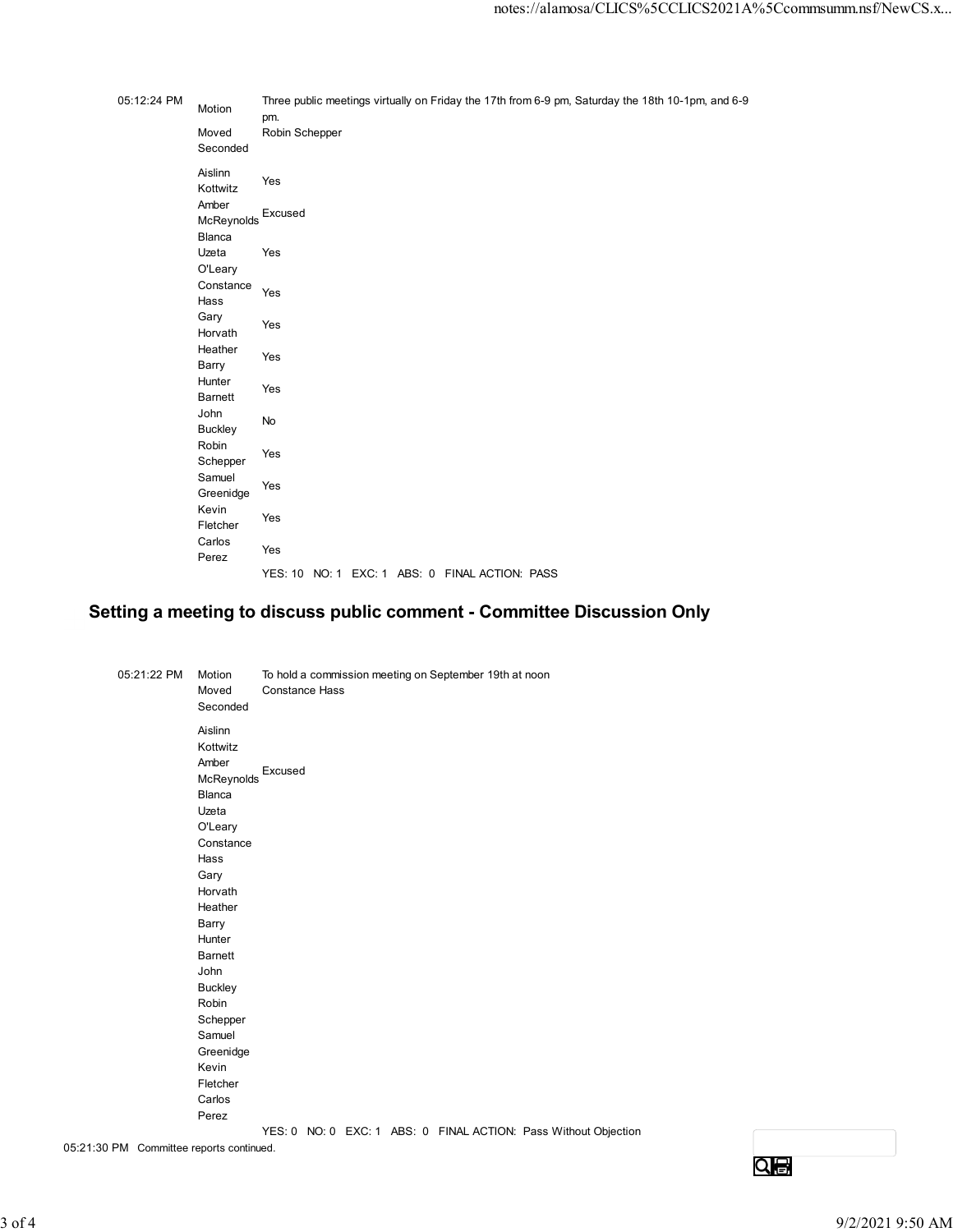| | | |
|---|---|---|
| 05:12:24 PM | Motion | Three public meetings virtually on Friday the 17th from 6-9 pm, Saturday the 18th 10-1pm, and 6-9 pm. |
| | Moved | Robin Schepper |
| | Seconded | |
| | Aislinn Kottwitz | Yes |
| | Amber McReynolds | Excused |
| | Blanca Uzeta O'Leary | Yes |
| | Constance Hass | Yes |
| | Gary Horvath | Yes |
| | Heather Barry | Yes |
| | Hunter Barnett | Yes |
| | John Buckley | No |
| | Robin Schepper | Yes |
| | Samuel Greenidge | Yes |
| | Kevin Fletcher | Yes |
| | Carlos Perez | Yes |
| | | YES: 10 NO: 1 EXC: 1 ABS: 0 FINAL ACTION: PASS |

## Setting a meeting to discuss public comment - Committee Discussion Only

| | | |
|---|---|---|
| 05:21:22 PM | Motion | To hold a commission meeting on September 19th at noon |
| | Moved | Constance Hass |
| | Seconded | |
| | Aislinn Kottwitz | |
| | Amber McReynolds | Excused |
| | Blanca Uzeta O'Leary | |
| | Constance Hass | |
| | Gary Horvath | |
| | Heather Barry | |
| | Hunter Barnett | |
| | John Buckley | |
| | Robin Schepper | |
| | Samuel Greenidge | |
| | Kevin Fletcher | |
| | Carlos Perez | |
| | | YES: 0 NO: 0 EXC: 1 ABS: 0 FINAL ACTION: Pass Without Objection |

05:21:30 PM Committee reports continued.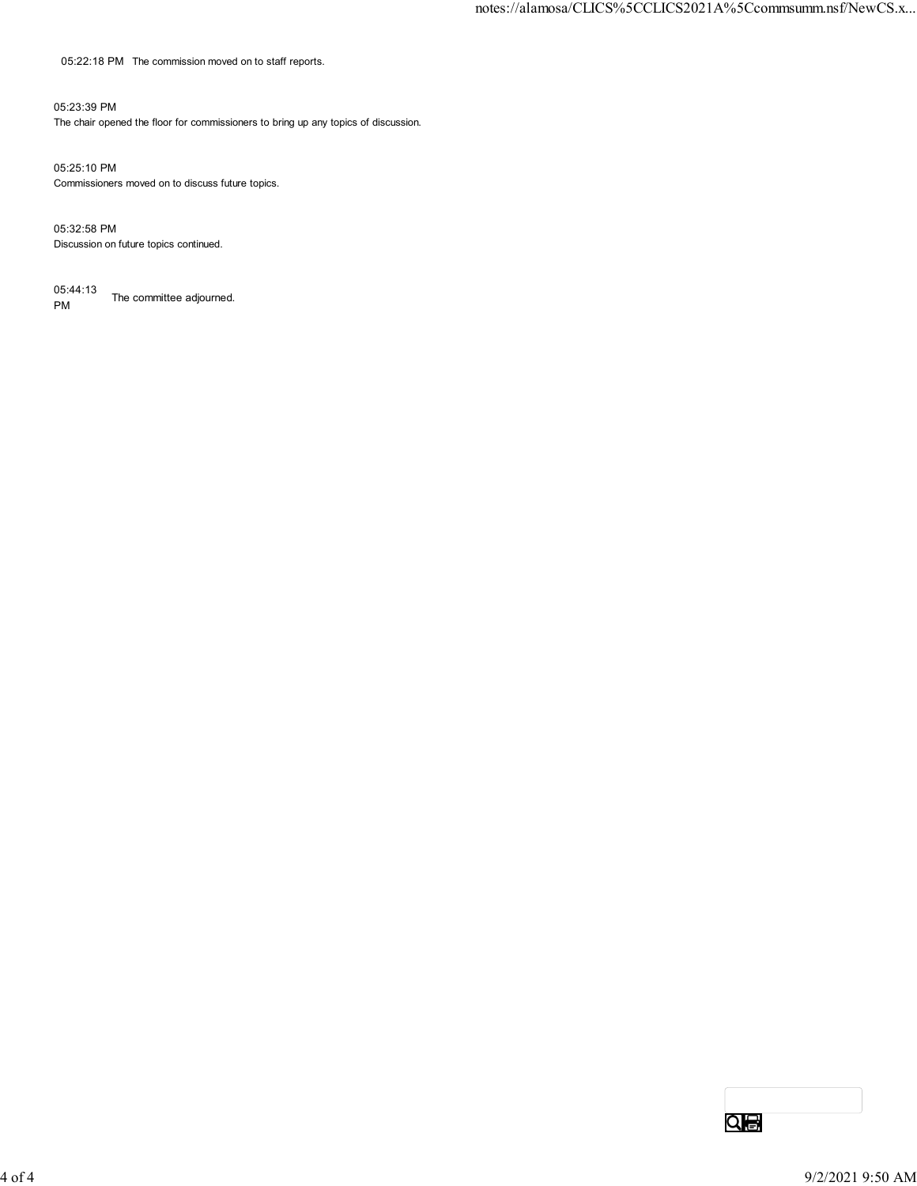05:22:18 PM The commission moved on to staff reports.

05:23:39 PM
The chair opened the floor for commissioners to bring up any topics of discussion.

05:25:10 PM
Commissioners moved on to discuss future topics.

05:32:58 PM
Discussion on future topics continued.

05:44:13 PM The committee adjourned.